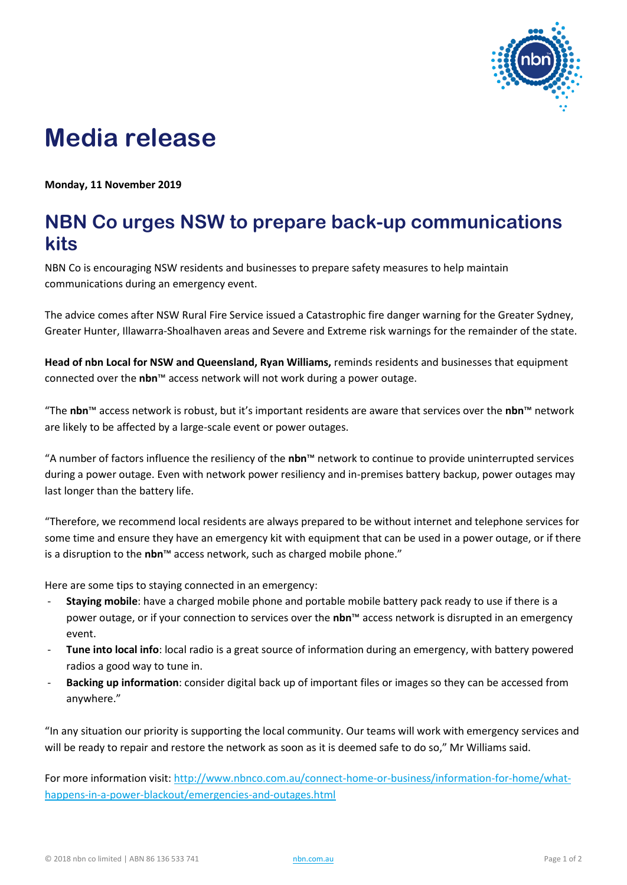# Media release

**Monday, 11 November 2019**

## NBN Co urges NSW to prepare back-up communications kits

NBN Co is encouraging NSW residents and businesses to prepare safety measures to help maintain communications during an emergency event.

The advice comes after NSW Rural Fire Service issued a Catastrophic fire danger warning for the Greater Sydney, Greater Hunter, Illawarra-Shoalhaven areas and Severe and Extreme risk warnings for the remainder of the state.

**Head of nbn Local for NSW and Queensland, Ryan Williams,** reminds residents and businesses that equipment connected over the **nbn**™ access network will not work during a power outage.

"The **nbn**™ access network is robust, but it's important residents are aware that services over the **nbn**™ network are likely to be affected by a large-scale event or power outages.

"A number of factors influence the resiliency of the **nbn**™ network to continue to provide uninterrupted services during a power outage. Even with network power resiliency and in-premises battery backup, power outages may last longer than the battery life.

"Therefore, we recommend local residents are always prepared to be without internet and telephone services for some time and ensure they have an emergency kit with equipment that can be used in a power outage, or if there is a disruption to the **nbn**™ access network, such as charged mobile phone."

Here are some tips to staying connected in an emergency:

- **Staying mobile**: have a charged mobile phone and portable mobile battery pack ready to use if there is a power outage, or if your connection to services over the **nbn**™ access network is disrupted in an emergency event.
- **Tune into local info**: local radio is a great source of information during an emergency, with battery powered radios a good way to tune in.
- **Backing up information**: consider digital back up of important files or images so they can be accessed from anywhere."

"In any situation our priority is supporting the local community. Our teams will work with emergency services and will be ready to repair and restore the network as soon as it is deemed safe to do so," Mr Williams said.

For more information visit: http://www.nbnco.com.au/connect-home-or-business/information-for-home/what-happens-in-a-power-blackout/emergencies-and-outages.html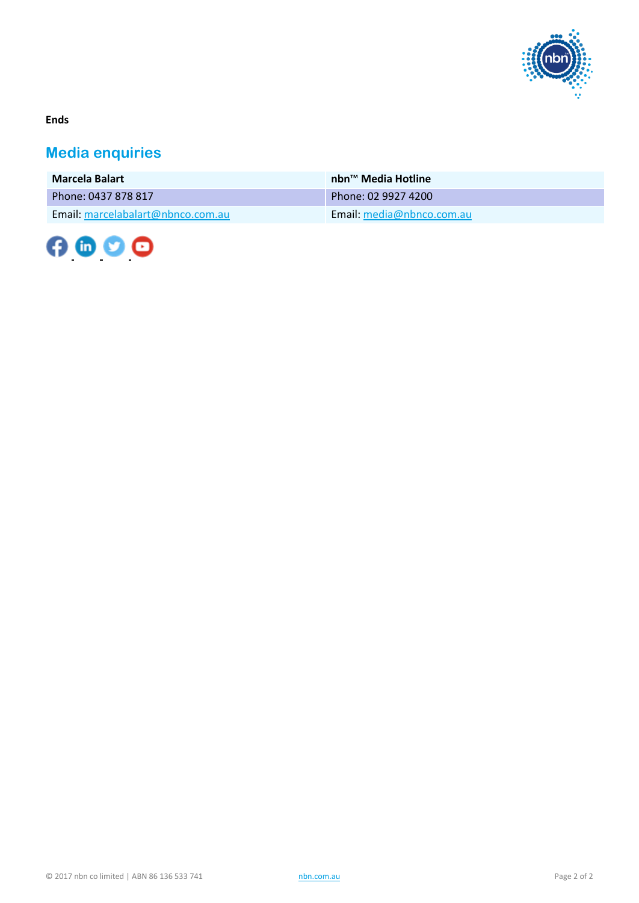**Ends**

## Media enquiries

| Marcela Balart | nbn™ Media Hotline |
|---|---|
| Phone: 0437 878 817 | Phone: 02 9927 4200 |
| Email: marcelabalart@nbnco.com.au | Email: media@nbnco.com.au |

© 2017 nbn co limited | ABN 86 136 533 741 nbn.com.au